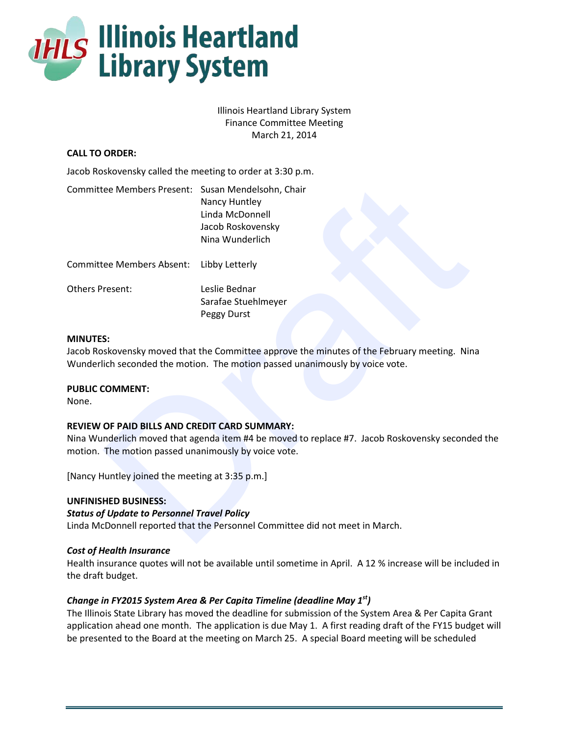# Illinois Heartland Library System

Illinois Heartland Library System
Finance Committee Meeting
March 21, 2014

**CALL TO ORDER:**

Jacob Roskovensky called the meeting to order at 3:30 p.m.

Committee Members Present: Susan Mendelsohn, Chair
Nancy Huntley
Linda McDonnell
Jacob Roskovensky
Nina Wunderlich

Committee Members Absent: Libby Letterly

Others Present: Leslie Bednar
Sarafae Stuehlmeyer
Peggy Durst

**MINUTES:**
Jacob Roskovensky moved that the Committee approve the minutes of the February meeting. Nina Wunderlich seconded the motion. The motion passed unanimously by voice vote.

**PUBLIC COMMENT:**
None.

**REVIEW OF PAID BILLS AND CREDIT CARD SUMMARY:**
Nina Wunderlich moved that agenda item #4 be moved to replace #7. Jacob Roskovensky seconded the motion. The motion passed unanimously by voice vote.

[Nancy Huntley joined the meeting at 3:35 p.m.]

**UNFINISHED BUSINESS:**

***Status of Update to Personnel Travel Policy***
Linda McDonnell reported that the Personnel Committee did not meet in March.

***Cost of Health Insurance***
Health insurance quotes will not be available until sometime in April. A 12 % increase will be included in the draft budget.

***Change in FY2015 System Area & Per Capita Timeline (deadline May 1st)***
The Illinois State Library has moved the deadline for submission of the System Area & Per Capita Grant application ahead one month. The application is due May 1. A first reading draft of the FY15 budget will be presented to the Board at the meeting on March 25. A special Board meeting will be scheduled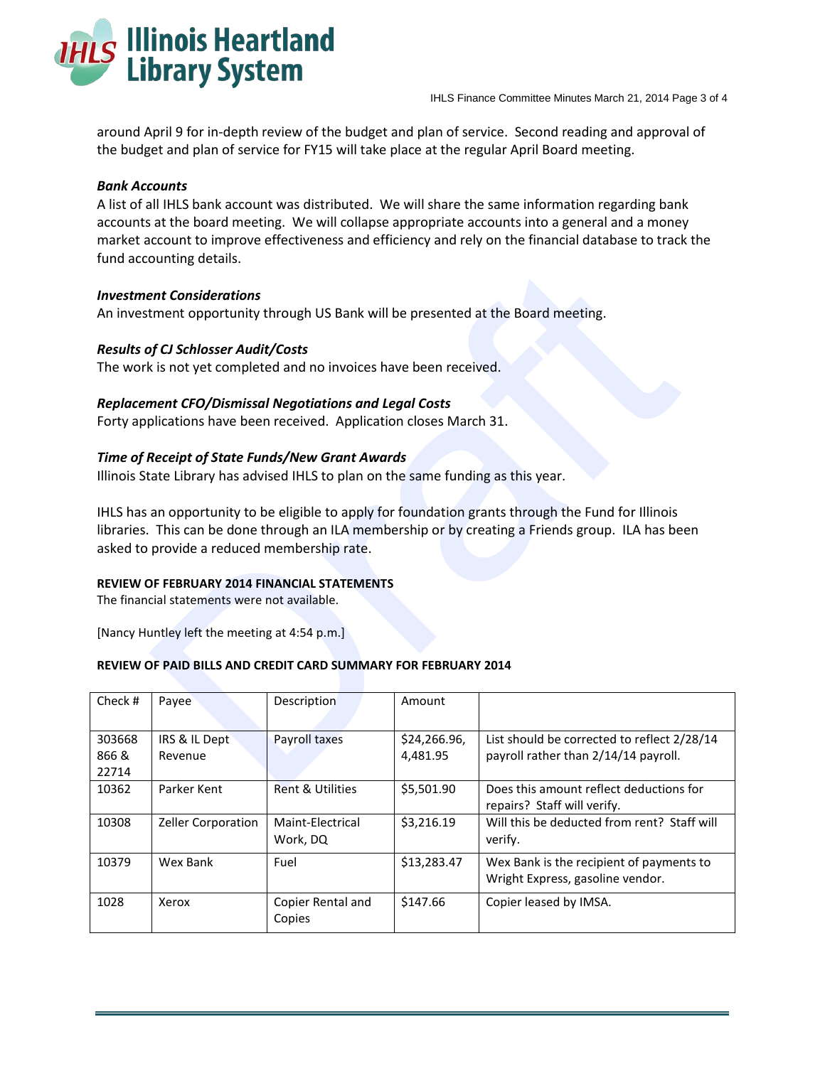around April 9 for in-depth review of the budget and plan of service. Second reading and approval of the budget and plan of service for FY15 will take place at the regular April Board meeting.

***Bank Accounts***

A list of all IHLS bank account was distributed. We will share the same information regarding bank accounts at the board meeting. We will collapse appropriate accounts into a general and a money market account to improve effectiveness and efficiency and rely on the financial database to track the fund accounting details.

***Investment Considerations***

An investment opportunity through US Bank will be presented at the Board meeting.

***Results of CJ Schlosser Audit/Costs***

The work is not yet completed and no invoices have been received.

***Replacement CFO/Dismissal Negotiations and Legal Costs***

Forty applications have been received. Application closes March 31.

***Time of Receipt of State Funds/New Grant Awards***

Illinois State Library has advised IHLS to plan on the same funding as this year.

IHLS has an opportunity to be eligible to apply for foundation grants through the Fund for Illinois libraries. This can be done through an ILA membership or by creating a Friends group. ILA has been asked to provide a reduced membership rate.

**REVIEW OF FEBRUARY 2014 FINANCIAL STATEMENTS**

The financial statements were not available.

[Nancy Huntley left the meeting at 4:54 p.m.]

**REVIEW OF PAID BILLS AND CREDIT CARD SUMMARY FOR FEBRUARY 2014**

| Check # | Payee | Description | Amount | |
|---|---|---|---|---|
| 303668 866 & 22714 | IRS & IL Dept Revenue | Payroll taxes | $24,266.96, 4,481.95 | List should be corrected to reflect 2/28/14 payroll rather than 2/14/14 payroll. |
| 10362 | Parker Kent | Rent & Utilities | $5,501.90 | Does this amount reflect deductions for repairs? Staff will verify. |
| 10308 | Zeller Corporation | Maint-Electrical Work, DQ | $3,216.19 | Will this be deducted from rent? Staff will verify. |
| 10379 | Wex Bank | Fuel | $13,283.47 | Wex Bank is the recipient of payments to Wright Express, gasoline vendor. |
| 1028 | Xerox | Copier Rental and Copies | $147.66 | Copier leased by IMSA. |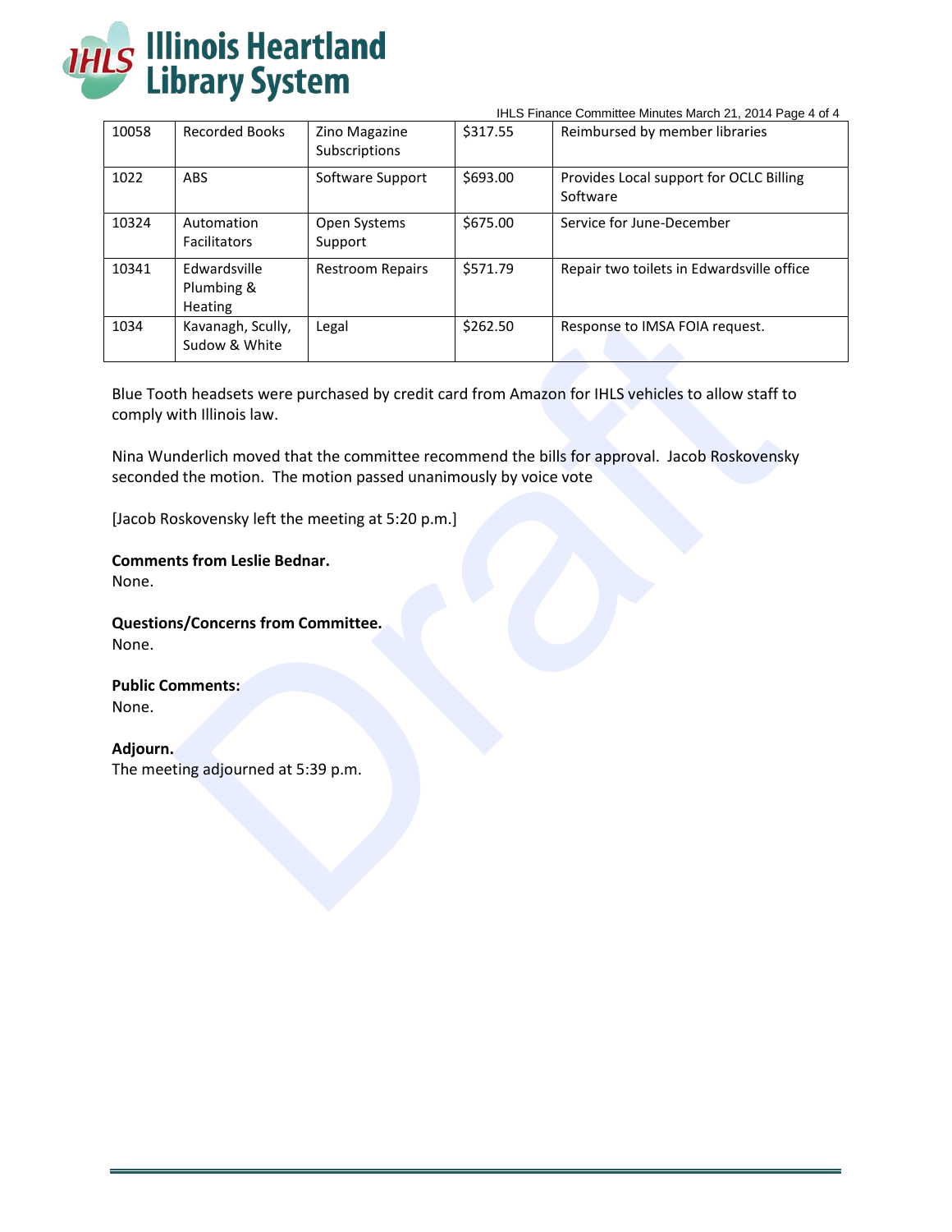| | | | | |
|---|---|---|---|---|
| 10058 | Recorded Books | Zino Magazine Subscriptions | $317.55 | Reimbursed by member libraries |
| 1022 | ABS | Software Support | $693.00 | Provides Local support for OCLC Billing Software |
| 10324 | Automation Facilitators | Open Systems Support | $675.00 | Service for June-December |
| 10341 | Edwardsville Plumbing & Heating | Restroom Repairs | $571.79 | Repair two toilets in Edwardsville office |
| 1034 | Kavanagh, Scully, Sudow & White | Legal | $262.50 | Response to IMSA FOIA request. |

Blue Tooth headsets were purchased by credit card from Amazon for IHLS vehicles to allow staff to comply with Illinois law.

Nina Wunderlich moved that the committee recommend the bills for approval. Jacob Roskovensky seconded the motion. The motion passed unanimously by voice vote

[Jacob Roskovensky left the meeting at 5:20 p.m.]

**Comments from Leslie Bednar.**
None.

**Questions/Concerns from Committee.**
None.

**Public Comments:**
None.

**Adjourn.**
The meeting adjourned at 5:39 p.m.